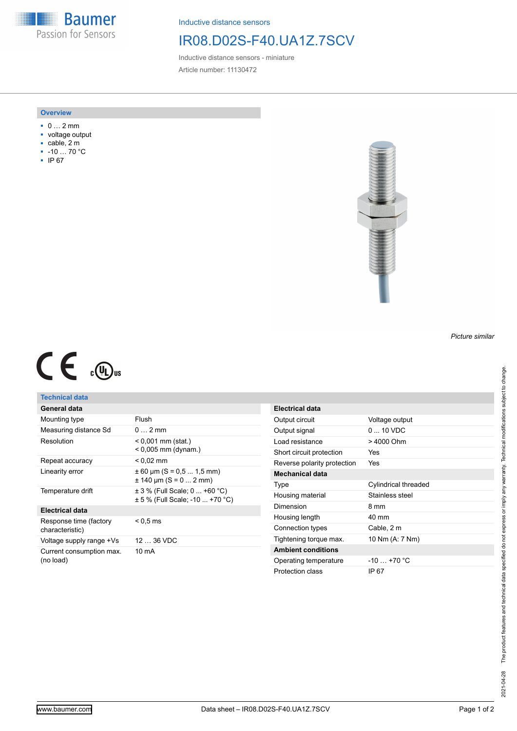Baumer
Passion for Sensors

Inductive distance sensors

# IR08.D02S-F40.UA1Z.7SCV

Inductive distance sensors - miniature

Article number: 11130472

## Overview

- 0 … 2 mm
- voltage output
- cable, 2 m
- -10 … 70 °C
- IP 67

*Picture similar*

## Technical data

| **General data** | |
|---|---|
| Mounting type | Flush |
| Measuring distance Sd | 0 … 2 mm |
| Resolution | < 0,001 mm (stat.)<br>< 0,005 mm (dynam.) |
| Repeat accuracy | < 0,02 mm |
| Linearity error | ± 60 µm (S = 0,5 ... 1,5 mm)<br>± 140 µm (S = 0 ... 2 mm) |
| Temperature drift | ± 3 % (Full Scale; 0 ... +60 °C)<br>± 5 % (Full Scale; -10 ... +70 °C) |
| **Electrical data** | |
| Response time (factory characteristic) | < 0,5 ms |
| Voltage supply range +Vs | 12 … 36 VDC |
| Current consumption max. (no load) | 10 mA |

| **Electrical data** | |
|---|---|
| Output circuit | Voltage output |
| Output signal | 0 ... 10 VDC |
| Load resistance | > 4000 Ohm |
| Short circuit protection | Yes |
| Reverse polarity protection | Yes |
| **Mechanical data** | |
| Type | Cylindrical threaded |
| Housing material | Stainless steel |
| Dimension | 8 mm |
| Housing length | 40 mm |
| Connection types | Cable, 2 m |
| Tightening torque max. | 10 Nm (A: 7 Nm) |
| **Ambient conditions** | |
| Operating temperature | -10 … +70 °C |
| Protection class | IP 67 |

2021-04-28 The product features and technical data specified do not express or imply any warranty. Technical modifications subject to change.

www.baumer.com Data sheet – IR08.D02S-F40.UA1Z.7SCV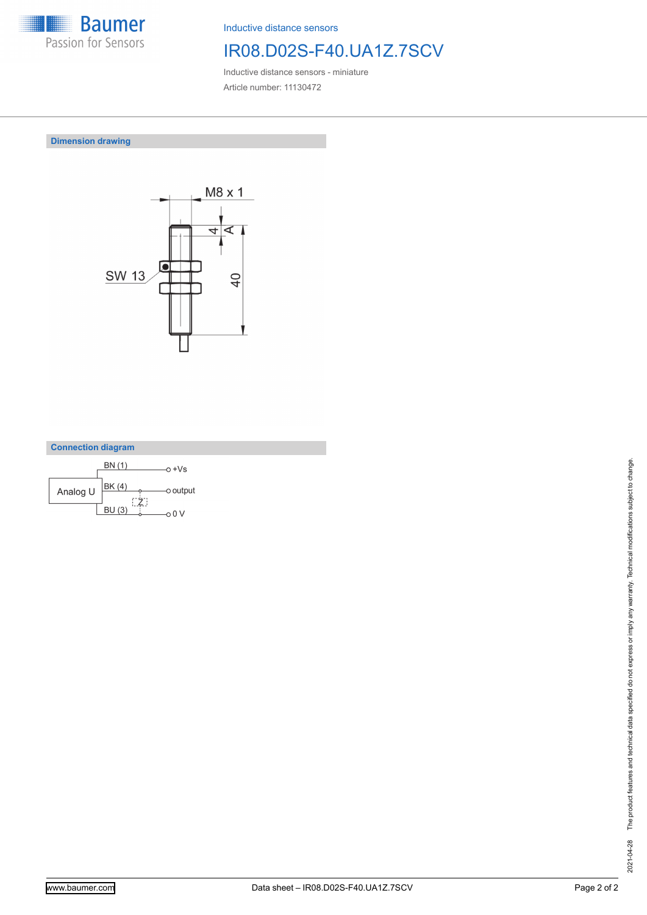Inductive distance sensors

# IR08.D02S-F40.UA1Z.7SCV

Inductive distance sensors - miniature

Article number: 11130472

## Dimension drawing

M8 x 1

4

A

SW 13

40

## Connection diagram

Analog U

BN (1) +Vs

BK (4) output

Z

BU (3) 0 V

2021-04-28 The product features and technical data specified do not express or imply any warranty. Technical modifications subject to change.

www.baumer.com

Data sheet – IR08.D02S-F40.UA1Z.7SCV